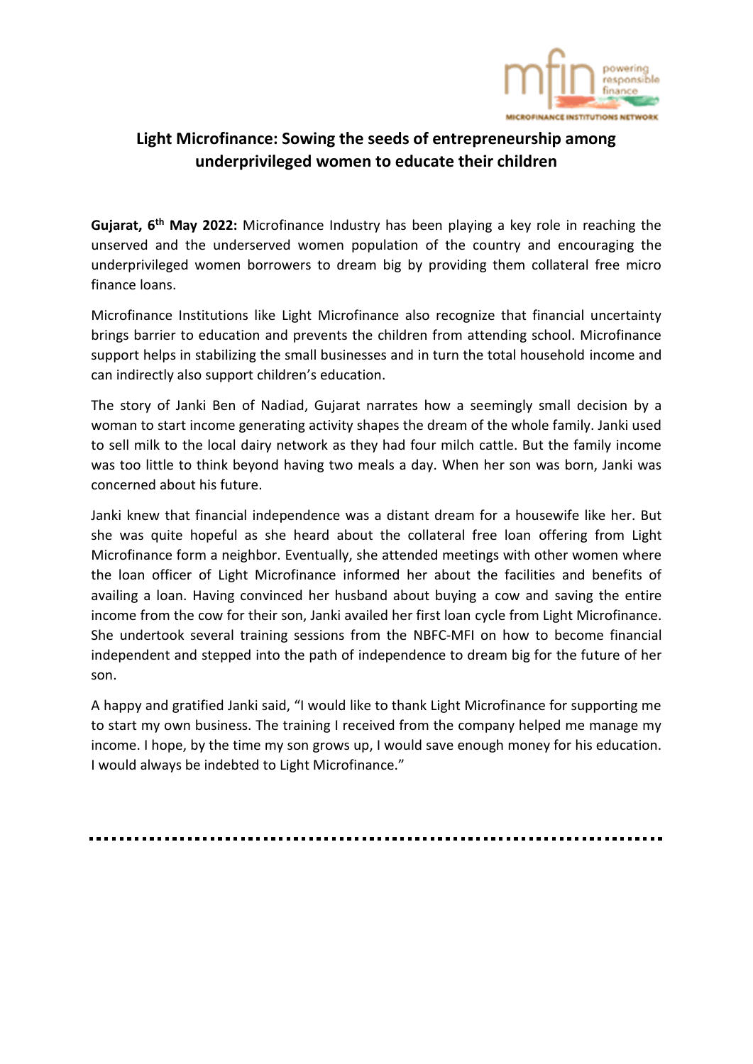# Light Microfinance: Sowing the seeds of entrepreneurship among underprivileged women to educate their children

**Gujarat, 6th May 2022:** Microfinance Industry has been playing a key role in reaching the unserved and the underserved women population of the country and encouraging the underprivileged women borrowers to dream big by providing them collateral free micro finance loans.

Microfinance Institutions like Light Microfinance also recognize that financial uncertainty brings barrier to education and prevents the children from attending school. Microfinance support helps in stabilizing the small businesses and in turn the total household income and can indirectly also support children's education.

The story of Janki Ben of Nadiad, Gujarat narrates how a seemingly small decision by a woman to start income generating activity shapes the dream of the whole family. Janki used to sell milk to the local dairy network as they had four milch cattle. But the family income was too little to think beyond having two meals a day. When her son was born, Janki was concerned about his future.

Janki knew that financial independence was a distant dream for a housewife like her. But she was quite hopeful as she heard about the collateral free loan offering from Light Microfinance form a neighbor. Eventually, she attended meetings with other women where the loan officer of Light Microfinance informed her about the facilities and benefits of availing a loan. Having convinced her husband about buying a cow and saving the entire income from the cow for their son, Janki availed her first loan cycle from Light Microfinance. She undertook several training sessions from the NBFC-MFI on how to become financial independent and stepped into the path of independence to dream big for the future of her son.

A happy and gratified Janki said, "I would like to thank Light Microfinance for supporting me to start my own business. The training I received from the company helped me manage my income. I hope, by the time my son grows up, I would save enough money for his education. I would always be indebted to Light Microfinance."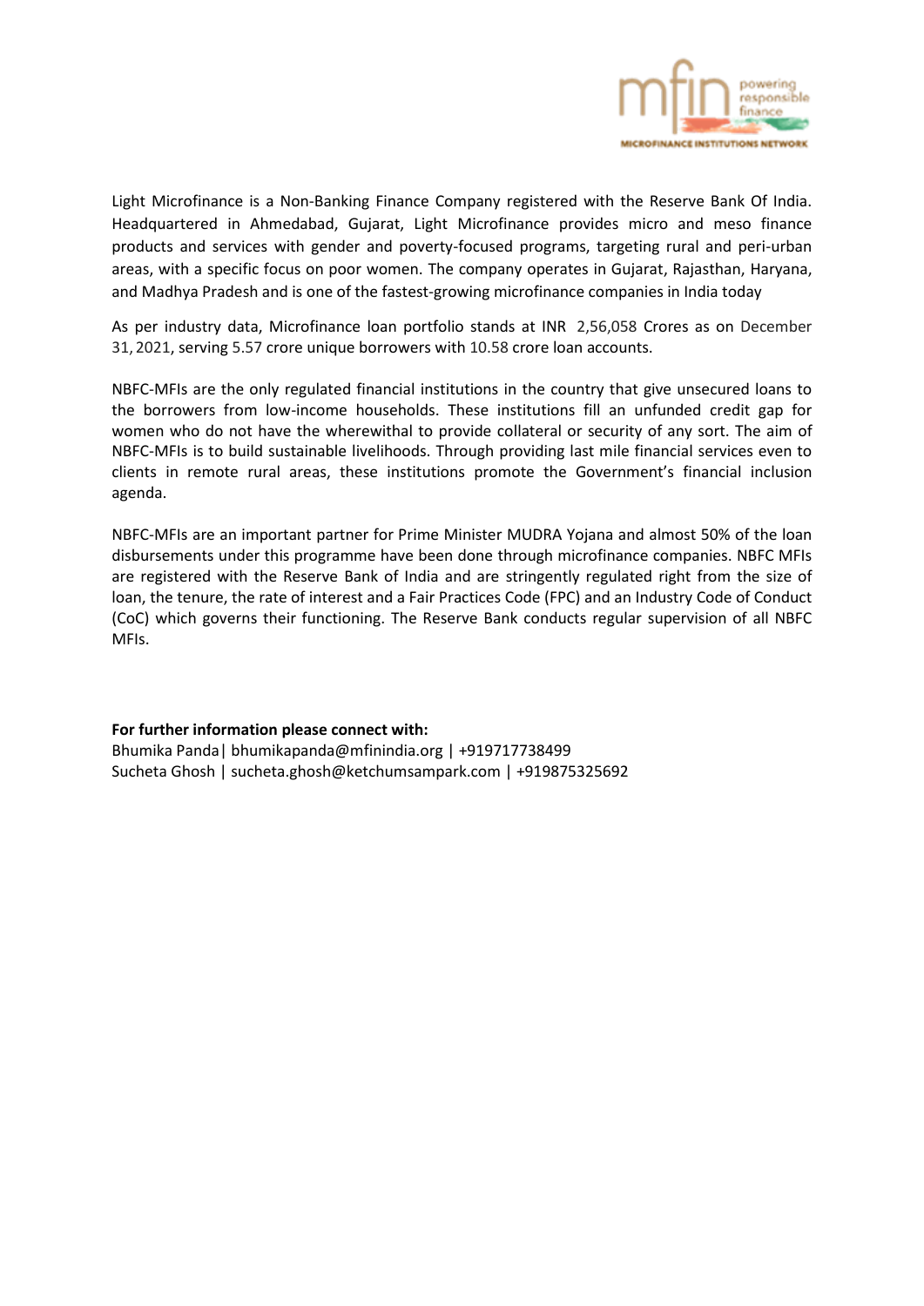Light Microfinance is a Non-Banking Finance Company registered with the Reserve Bank Of India. Headquartered in Ahmedabad, Gujarat, Light Microfinance provides micro and meso finance products and services with gender and poverty-focused programs, targeting rural and peri-urban areas, with a specific focus on poor women. The company operates in Gujarat, Rajasthan, Haryana, and Madhya Pradesh and is one of the fastest-growing microfinance companies in India today

As per industry data, Microfinance loan portfolio stands at INR 2,56,058 Crores as on December 31, 2021, serving 5.57 crore unique borrowers with 10.58 crore loan accounts.

NBFC-MFIs are the only regulated financial institutions in the country that give unsecured loans to the borrowers from low-income households. These institutions fill an unfunded credit gap for women who do not have the wherewithal to provide collateral or security of any sort. The aim of NBFC-MFIs is to build sustainable livelihoods. Through providing last mile financial services even to clients in remote rural areas, these institutions promote the Government's financial inclusion agenda.

NBFC-MFIs are an important partner for Prime Minister MUDRA Yojana and almost 50% of the loan disbursements under this programme have been done through microfinance companies. NBFC MFIs are registered with the Reserve Bank of India and are stringently regulated right from the size of loan, the tenure, the rate of interest and a Fair Practices Code (FPC) and an Industry Code of Conduct (CoC) which governs their functioning. The Reserve Bank conducts regular supervision of all NBFC MFIs.

**For further information please connect with:**
Bhumika Panda| bhumikapanda@mfinindia.org | +919717738499
Sucheta Ghosh | sucheta.ghosh@ketchumsampark.com | +919875325692